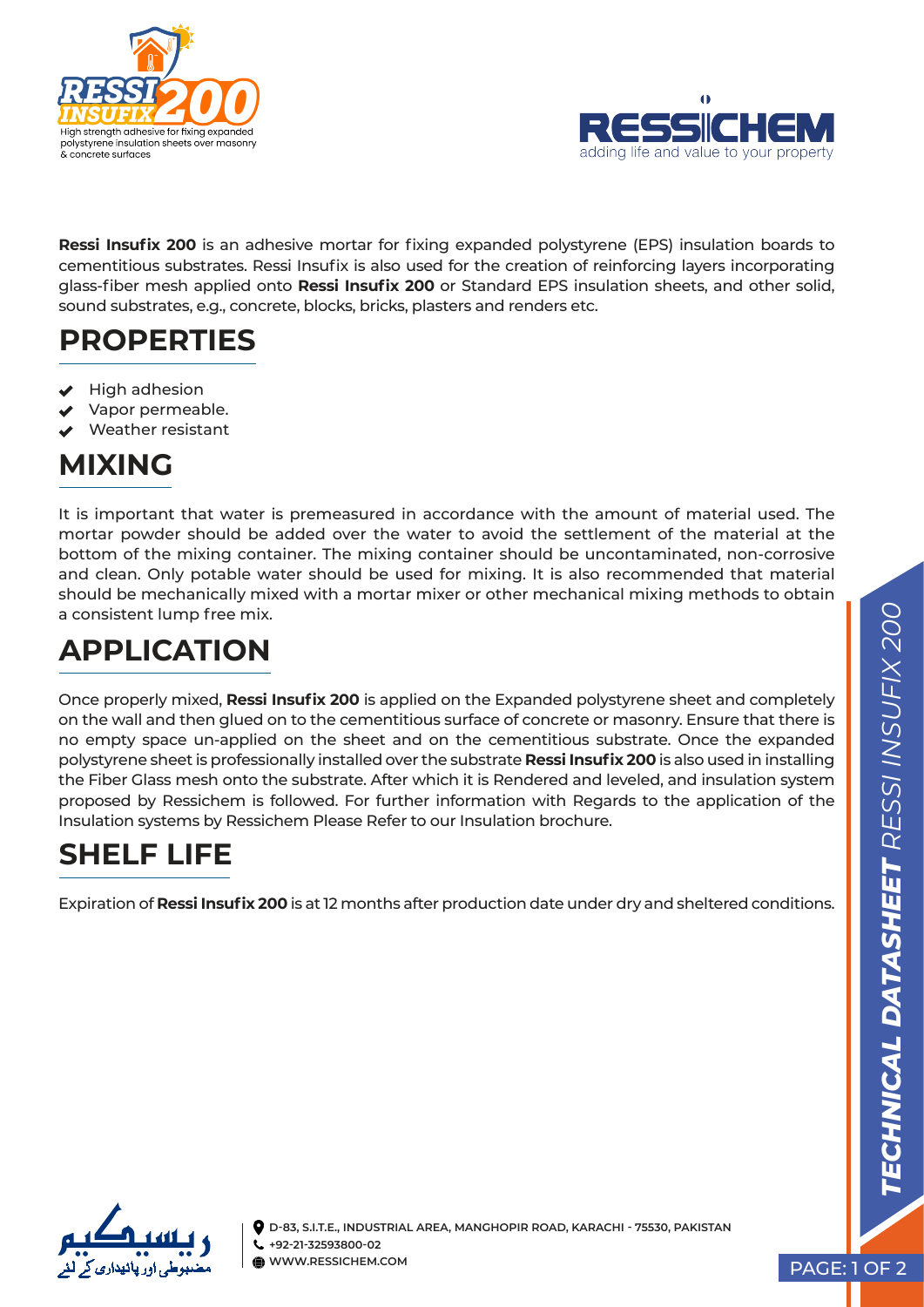RESSI INSUFIX 200

High strength adhesive for fixing expanded polystyrene insulation sheets over masonry & concrete surfaces

RESSICHEM

adding life and value to your property

**Ressi Insufix 200** is an adhesive mortar for fixing expanded polystyrene (EPS) insulation boards to cementitious substrates. Ressi Insufix is also used for the creation of reinforcing layers incorporating glass-fiber mesh applied onto **Ressi Insufix 200** or Standard EPS insulation sheets, and other solid, sound substrates, e.g., concrete, blocks, bricks, plasters and renders etc.

# PROPERTIES

- High adhesion
- Vapor permeable.
- Weather resistant

# MIXING

It is important that water is premeasured in accordance with the amount of material used. The mortar powder should be added over the water to avoid the settlement of the material at the bottom of the mixing container. The mixing container should be uncontaminated, non-corrosive and clean. Only potable water should be used for mixing. It is also recommended that material should be mechanically mixed with a mortar mixer or other mechanical mixing methods to obtain a consistent lump free mix.

# APPLICATION

Once properly mixed, **Ressi Insufix 200** is applied on the Expanded polystyrene sheet and completely on the wall and then glued on to the cementitious surface of concrete or masonry. Ensure that there is no empty space un-applied on the sheet and on the cementitious substrate. Once the expanded polystyrene sheet is professionally installed over the substrate **Ressi Insufix 200** is also used in installing the Fiber Glass mesh onto the substrate. After which it is Rendered and leveled, and insulation system proposed by Ressichem is followed. For further information with Regards to the application of the Insulation systems by Ressichem Please Refer to our Insulation brochure.

# SHELF LIFE

Expiration of **Ressi Insufix 200** is at 12 months after production date under dry and sheltered conditions.

ریسیکیم
مضبوطی اور پائیداری کے لئے

D-83, S.I.T.E., INDUSTRIAL AREA, MANGHOPIR ROAD, KARACHI - 75530, PAKISTAN
+92-21-32593800-02
WWW.RESSICHEM.COM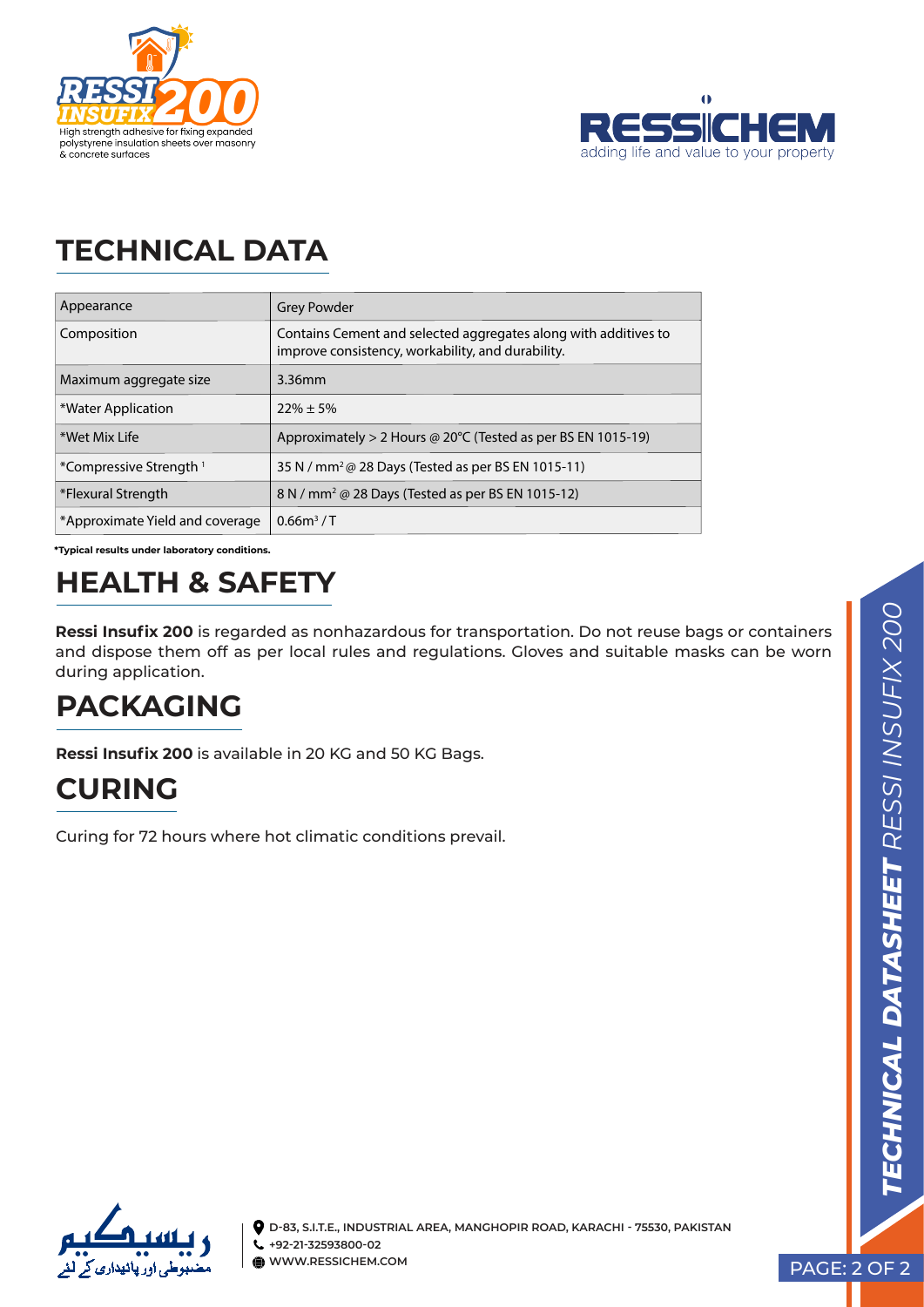# TECHNICAL DATA

| | |
|---|---|
| Appearance | Grey Powder |
| Composition | Contains Cement and selected aggregates along with additives to improve consistency, workability, and durability. |
| Maximum aggregate size | 3.36mm |
| *Water Application | 22% ± 5% |
| *Wet Mix Life | Approximately > 2 Hours @ 20°C (Tested as per BS EN 1015-19) |
| *Compressive Strength [1] | 35 N / $mm^2$ @ 28 Days (Tested as per BS EN 1015-11) |
| *Flexural Strength | 8 N / $mm^2$ @ 28 Days (Tested as per BS EN 1015-12) |
| *Approximate Yield and coverage | $0.66m^3$ / T |

**\*Typical results under laboratory conditions.**

# HEALTH & SAFETY

**Ressi Insufix 200** is regarded as nonhazardous for transportation. Do not reuse bags or containers and dispose them off as per local rules and regulations. Gloves and suitable masks can be worn during application.

# PACKAGING

**Ressi Insufix 200** is available in 20 KG and 50 KG Bags.

# CURING

Curing for 72 hours where hot climatic conditions prevail.